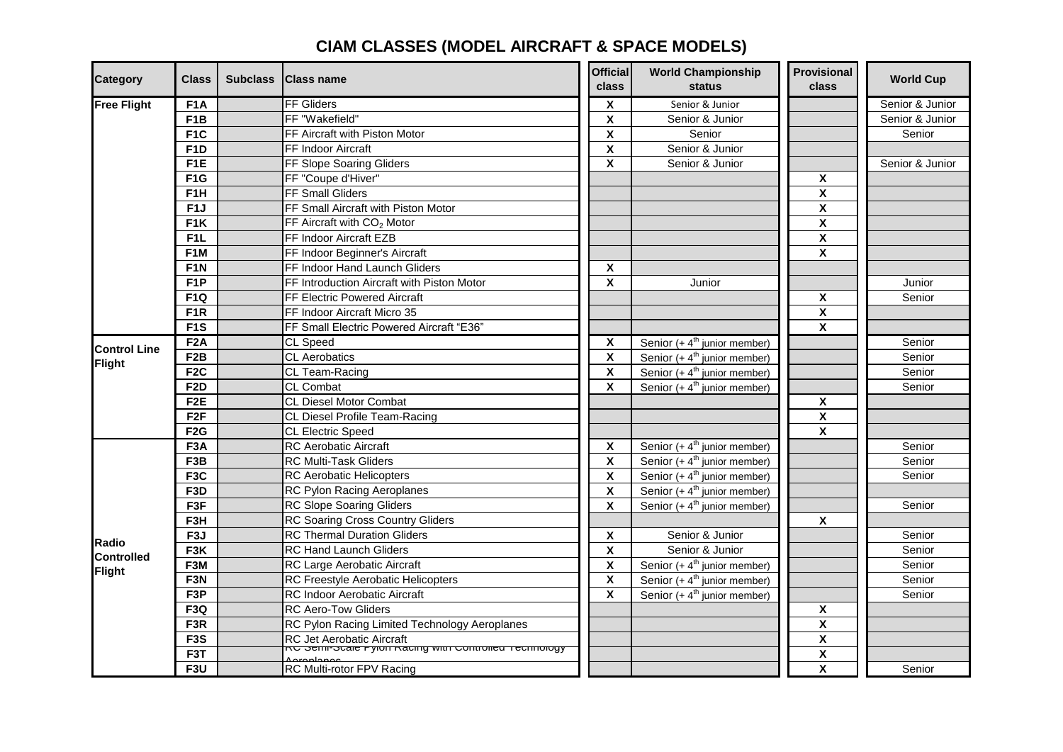# CIAM CLASSES (MODEL AIRCRAFT & SPACE MODELS)

| Category | Class | Subclass | Class name | Official class | World Championship status | Provisional class | World Cup |
|---|---|---|---|---|---|---|---|
| Free Flight | F1A | | FF Gliders | X | Senior & Junior | | Senior & Junior |
| | F1B | | FF "Wakefield" | X | Senior & Junior | | Senior & Junior |
| | F1C | | FF Aircraft with Piston Motor | X | Senior | | Senior |
| | F1D | | FF Indoor Aircraft | X | Senior & Junior | | |
| | F1E | | FF Slope Soaring Gliders | X | Senior & Junior | | Senior & Junior |
| | F1G | | FF "Coupe d'Hiver" | | | X | |
| | F1H | | FF Small Gliders | | | X | |
| | F1J | | FF Small Aircraft with Piston Motor | | | X | |
| | F1K | | FF Aircraft with $CO_2$ Motor | | | X | |
| | F1L | | FF Indoor Aircraft EZB | | | X | |
| | F1M | | FF Indoor Beginner's Aircraft | | | X | |
| | F1N | | FF Indoor Hand Launch Gliders | X | | | |
| | F1P | | FF Introduction Aircraft with Piston Motor | X | Junior | | Junior |
| | F1Q | | FF Electric Powered Aircraft | | | X | Senior |
| | F1R | | FF Indoor Aircraft Micro 35 | | | X | |
| | F1S | | FF Small Electric Powered Aircraft "E36" | | | X | |
| Control Line Flight | F2A | | CL Speed | X | Senior (+ 4th junior member) | | Senior |
| | F2B | | CL Aerobatics | X | Senior (+ 4th junior member) | | Senior |
| | F2C | | CL Team-Racing | X | Senior (+ 4th junior member) | | Senior |
| | F2D | | CL Combat | X | Senior (+ 4th junior member) | | Senior |
| | F2E | | CL Diesel Motor Combat | | | X | |
| | F2F | | CL Diesel Profile Team-Racing | | | X | |
| | F2G | | CL Electric Speed | | | X | |
| Radio Controlled Flight | F3A | | RC Aerobatic Aircraft | X | Senior (+ 4th junior member) | | Senior |
| | F3B | | RC Multi-Task Gliders | X | Senior (+ 4th junior member) | | Senior |
| | F3C | | RC Aerobatic Helicopters | X | Senior (+ 4th junior member) | | Senior |
| | F3D | | RC Pylon Racing Aeroplanes | X | Senior (+ 4th junior member) | | |
| | F3F | | RC Slope Soaring Gliders | X | Senior (+ 4th junior member) | | Senior |
| | F3H | | RC Soaring Cross Country Gliders | | | X | |
| | F3J | | RC Thermal Duration Gliders | X | Senior & Junior | | Senior |
| | F3K | | RC Hand Launch Gliders | X | Senior & Junior | | Senior |
| | F3M | | RC Large Aerobatic Aircraft | X | Senior (+ 4th junior member) | | Senior |
| | F3N | | RC Freestyle Aerobatic Helicopters | X | Senior (+ 4th junior member) | | Senior |
| | F3P | | RC Indoor Aerobatic Aircraft | X | Senior (+ 4th junior member) | | Senior |
| | F3Q | | RC Aero-Tow Gliders | | | X | |
| | F3R | | RC Pylon Racing Limited Technology Aeroplanes | | | X | |
| | F3S | | RC Jet Aerobatic Aircraft | | | X | |
| | F3T | | RC Semi-Scale Pylon Racing with Controlled Technology Aeroplanes | | | X | |
| | F3U | | RC Multi-rotor FPV Racing | | | X | Senior |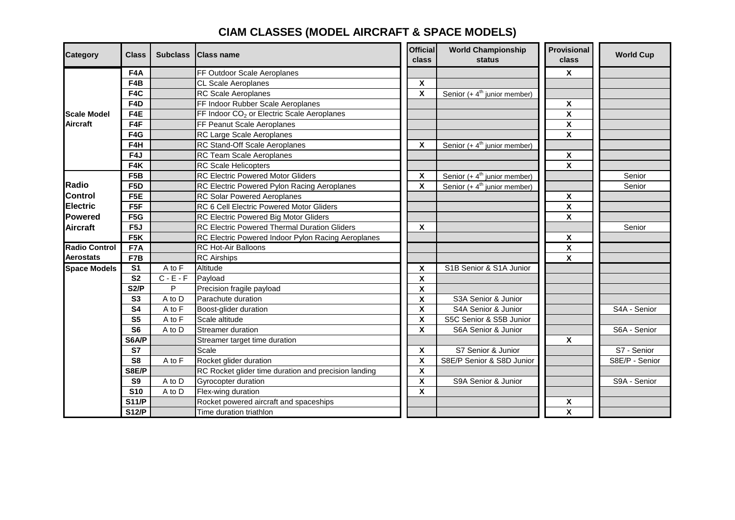## CIAM CLASSES (MODEL AIRCRAFT & SPACE MODELS)

| Category | Class | Subclass | Class name | Official class | World Championship status | Provisional class | World Cup |
|---|---|---|---|---|---|---|---|
| Scale Model Aircraft | F4A | | FF Outdoor Scale Aeroplanes | | | X | |
| | F4B | | CL Scale Aeroplanes | X | | | |
| | F4C | | RC Scale Aeroplanes | X | Senior (+ 4th junior member) | | |
| | F4D | | FF Indoor Rubber Scale Aeroplanes | | | X | |
| | F4E | | FF Indoor $CO_2$ or Electric Scale Aeroplanes | | | X | |
| | F4F | | FF Peanut Scale Aeroplanes | | | X | |
| | F4G | | RC Large Scale Aeroplanes | | | X | |
| | F4H | | RC Stand-Off Scale Aeroplanes | X | Senior (+ 4th junior member) | | |
| | F4J | | RC Team Scale Aeroplanes | | | X | |
| | F4K | | RC Scale Helicopters | | | X | |
| Radio Control Electric Powered Aircraft | F5B | | RC Electric Powered Motor Gliders | X | Senior (+ 4th junior member) | | Senior |
| | F5D | | RC Electric Powered Pylon Racing Aeroplanes | X | Senior (+ 4th junior member) | | Senior |
| | F5E | | RC Solar Powered Aeroplanes | | | X | |
| | F5F | | RC 6 Cell Electric Powered Motor Gliders | | | X | |
| | F5G | | RC Electric Powered Big Motor Gliders | | | X | |
| | F5J | | RC Electric Powered Thermal Duration Gliders | X | | | Senior |
| | F5K | | RC Electric Powered Indoor Pylon Racing Aeroplanes | | | X | |
| Radio Control Aerostats | F7A | | RC Hot-Air Balloons | | | X | |
| | F7B | | RC Airships | | | X | |
| Space Models | S1 | A to F | Altitude | X | S1B Senior & S1A Junior | | |
| | S2 | C - E - F | Payload | X | | | |
| | S2/P | P | Precision fragile payload | X | | | |
| | S3 | A to D | Parachute duration | X | S3A Senior & Junior | | |
| | S4 | A to F | Boost-glider duration | X | S4A Senior & Junior | | S4A - Senior |
| | S5 | A to F | Scale altitude | X | S5C Senior & S5B Junior | | |
| | S6 | A to D | Streamer duration | X | S6A Senior & Junior | | S6A - Senior |
| | S6A/P | | Streamer target time duration | | | X | |
| | S7 | | Scale | X | S7 Senior & Junior | | S7 - Senior |
| | S8 | A to F | Rocket glider duration | X | S8E/P Senior & S8D Junior | | S8E/P - Senior |
| | S8E/P | | RC Rocket glider time duration and precision landing | X | | | |
| | S9 | A to D | Gyrocopter duration | X | S9A Senior & Junior | | S9A - Senior |
| | S10 | A to D | Flex-wing duration | X | | | |
| | S11/P | | Rocket powered aircraft and spaceships | | | X | |
| | S12/P | | Time duration triathlon | | | X | |